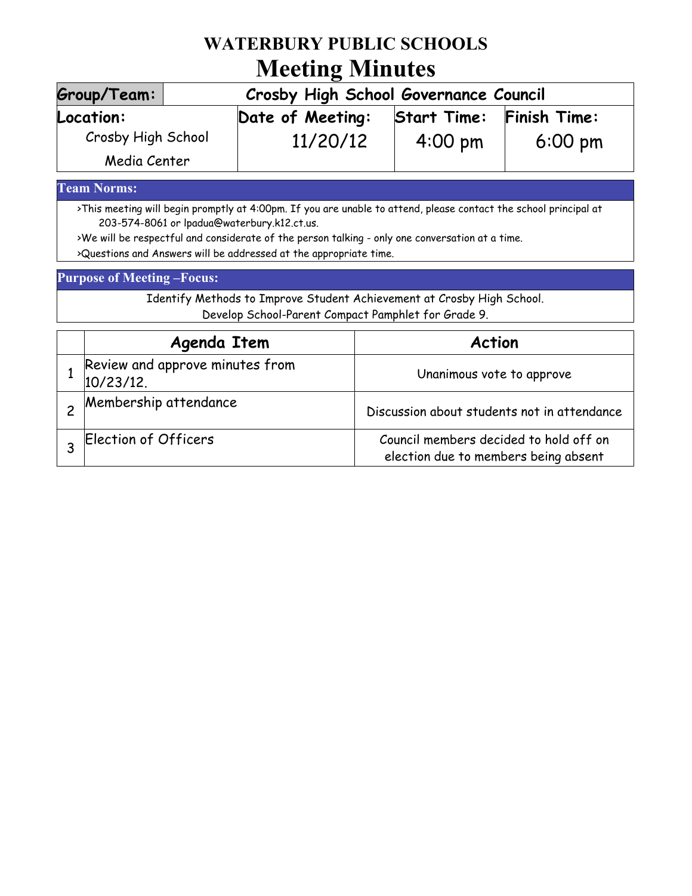# WATERBURY PUBLIC SCHOOLS
# Meeting Minutes

| Group/Team: | Crosby High School Governance Council | | |
|---|---|---|---|
| **Location:** | **Date of Meeting:** | **Start Time:** | **Finish Time:** |
| Crosby High School Media Center | 11/20/12 | 4:00 pm | 6:00 pm |

## Team Norms:

>This meeting will begin promptly at 4:00pm. If you are unable to attend, please contact the school principal at 203-574-8061 or lpadua@waterbury.k12.ct.us.

>We will be respectful and considerate of the person talking - only one conversation at a time.

>Questions and Answers will be addressed at the appropriate time.

## Purpose of Meeting –Focus:

Identify Methods to Improve Student Achievement at Crosby High School.
Develop School-Parent Compact Pamphlet for Grade 9.

| | Agenda Item | Action |
|---|---|---|
| 1 | Review and approve minutes from 10/23/12. | Unanimous vote to approve |
| 2 | Membership attendance | Discussion about students not in attendance |
| 3 | Election of Officers | Council members decided to hold off on election due to members being absent |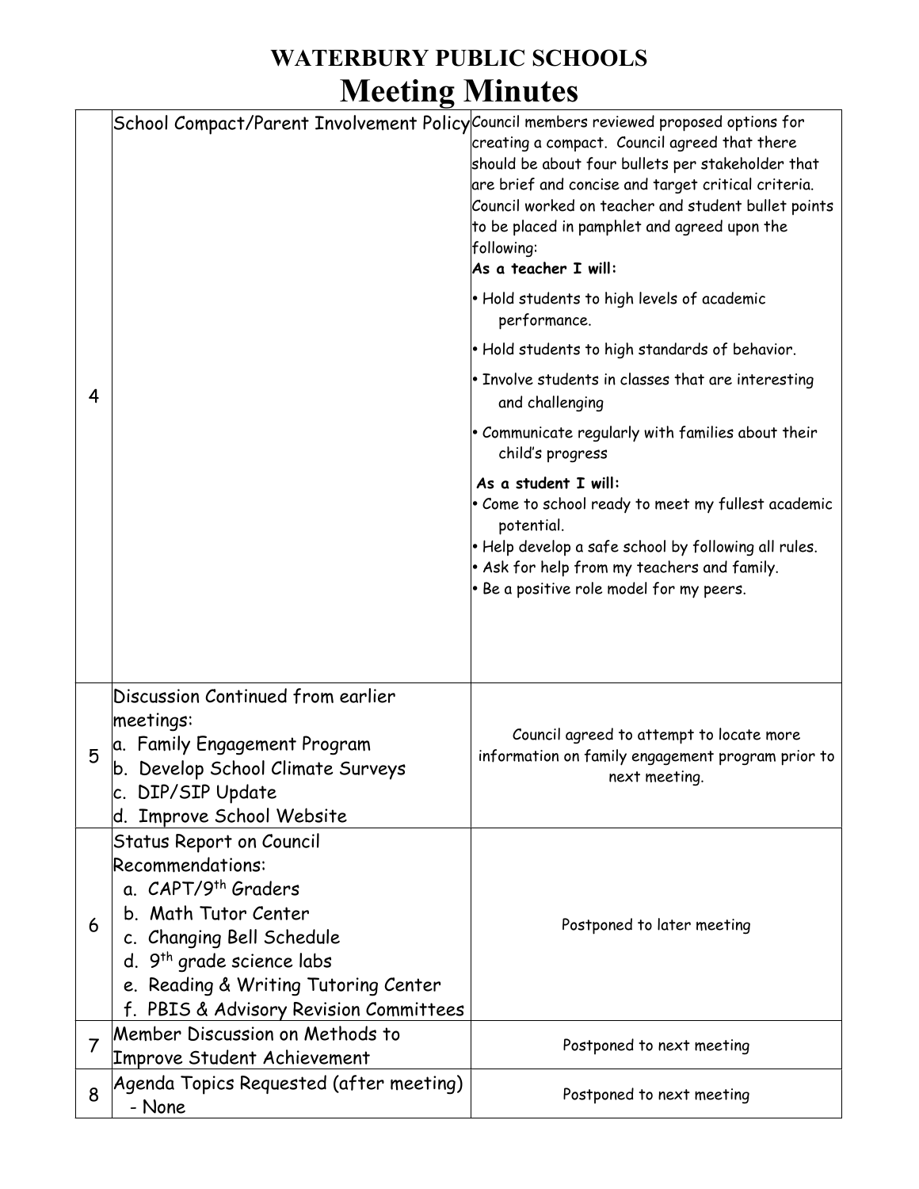# WATERBURY PUBLIC SCHOOLS
# Meeting Minutes

| | | |
|---|---|---|
| 4 | School Compact/Parent Involvement Policy | Council members reviewed proposed options for creating a compact. Council agreed that there should be about four bullets per stakeholder that are brief and concise and target critical criteria. Council worked on teacher and student bullet points to be placed in pamphlet and agreed upon the following:<br>**As a teacher I will:**<br>• Hold students to high levels of academic performance.<br>• Hold students to high standards of behavior.<br>• Involve students in classes that are interesting and challenging<br>• Communicate regularly with families about their child's progress<br>**As a student I will:**<br>• Come to school ready to meet my fullest academic potential.<br>• Help develop a safe school by following all rules.<br>• Ask for help from my teachers and family.<br>• Be a positive role model for my peers. |
| 5 | Discussion Continued from earlier meetings:<br>a. Family Engagement Program<br>b. Develop School Climate Surveys<br>c. DIP/SIP Update<br>d. Improve School Website | Council agreed to attempt to locate more information on family engagement program prior to next meeting. |
| 6 | Status Report on Council Recommendations:<br>a. CAPT/9th Graders<br>b. Math Tutor Center<br>c. Changing Bell Schedule<br>d. 9th grade science labs<br>e. Reading & Writing Tutoring Center<br>f. PBIS & Advisory Revision Committees | Postponed to later meeting |
| 7 | Member Discussion on Methods to Improve Student Achievement | Postponed to next meeting |
| 8 | Agenda Topics Requested (after meeting)<br>- None | Postponed to next meeting |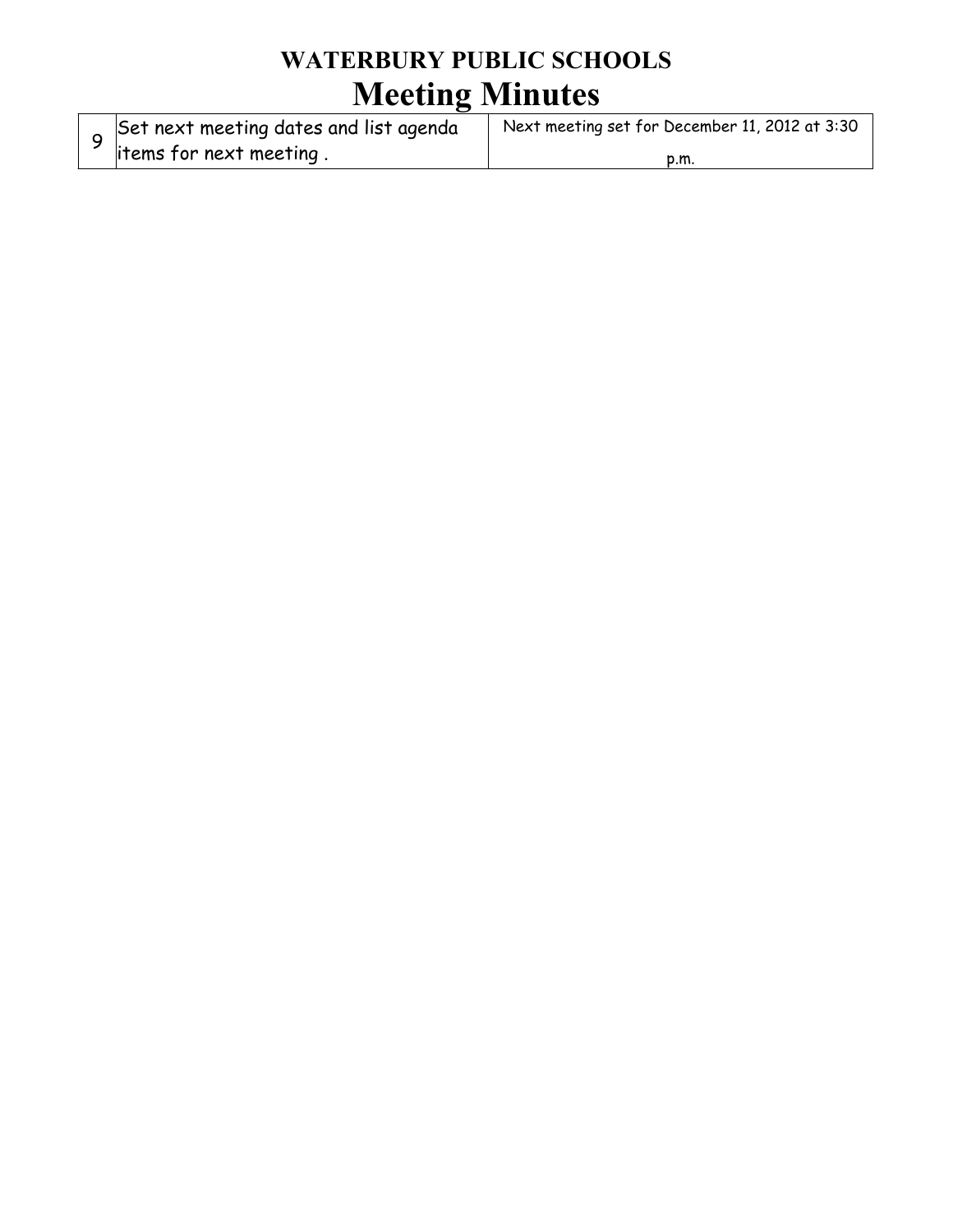| | | |
|---|---|---|
| 9 | Set next meeting dates and list agenda items for next meeting . | Next meeting set for December 11, 2012 at 3:30 p.m. |